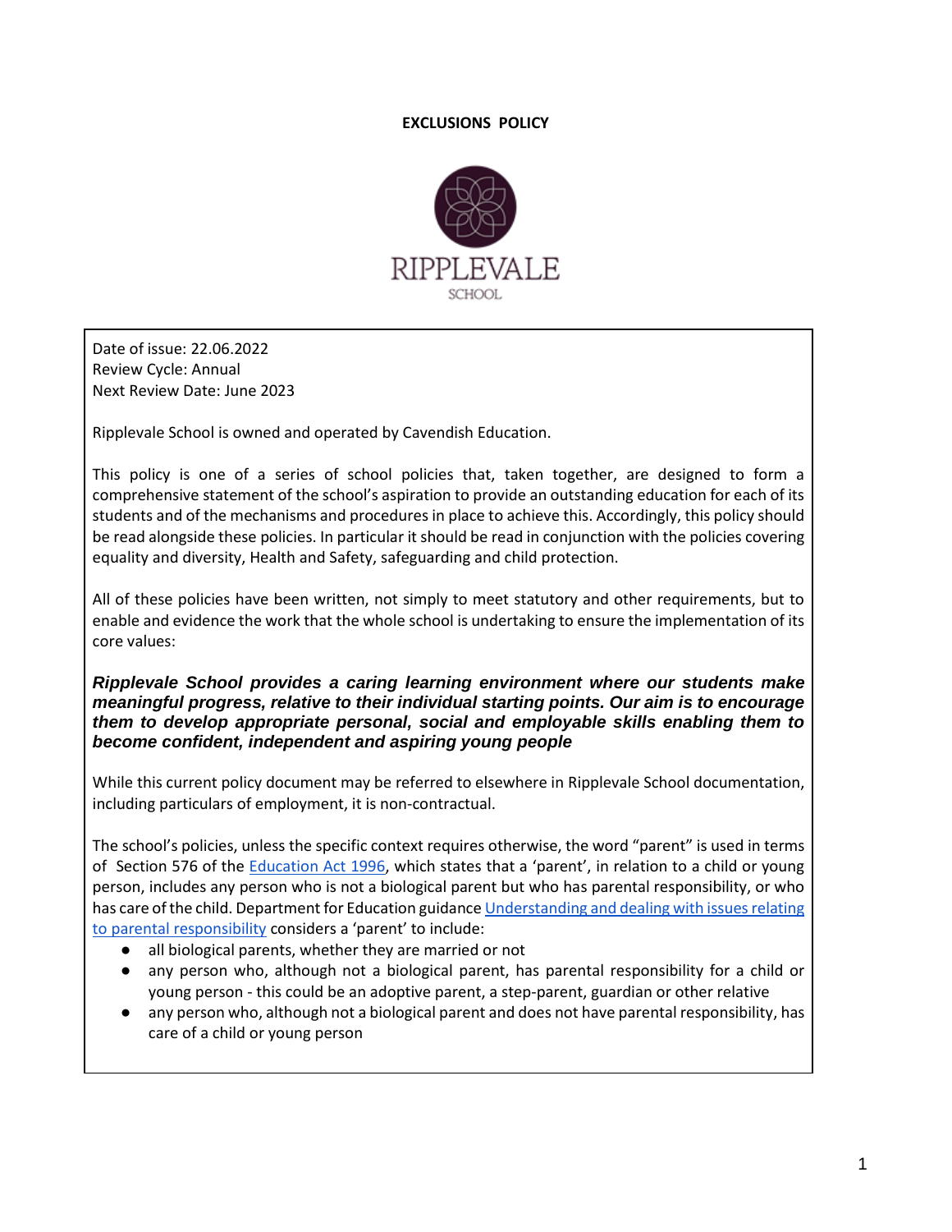# EXCLUSIONS POLICY

RIPPLEVALE

SCHOOL

Date of issue: 22.06.2022
Review Cycle: Annual
Next Review Date: June 2023

Ripplevale School is owned and operated by Cavendish Education.

This policy is one of a series of school policies that, taken together, are designed to form a comprehensive statement of the school's aspiration to provide an outstanding education for each of its students and of the mechanisms and procedures in place to achieve this. Accordingly, this policy should be read alongside these policies. In particular it should be read in conjunction with the policies covering equality and diversity, Health and Safety, safeguarding and child protection.

All of these policies have been written, not simply to meet statutory and other requirements, but to enable and evidence the work that the whole school is undertaking to ensure the implementation of its core values:

***Ripplevale School provides a caring learning environment where our students make meaningful progress, relative to their individual starting points. Our aim is to encourage them to develop appropriate personal, social and employable skills enabling them to become confident, independent and aspiring young people***

While this current policy document may be referred to elsewhere in Ripplevale School documentation, including particulars of employment, it is non-contractual.

The school's policies, unless the specific context requires otherwise, the word "parent" is used in terms of Section 576 of the Education Act 1996, which states that a 'parent', in relation to a child or young person, includes any person who is not a biological parent but who has parental responsibility, or who has care of the child. Department for Education guidance Understanding and dealing with issues relating to parental responsibility considers a 'parent' to include:

- all biological parents, whether they are married or not
- any person who, although not a biological parent, has parental responsibility for a child or young person - this could be an adoptive parent, a step-parent, guardian or other relative
- any person who, although not a biological parent and does not have parental responsibility, has care of a child or young person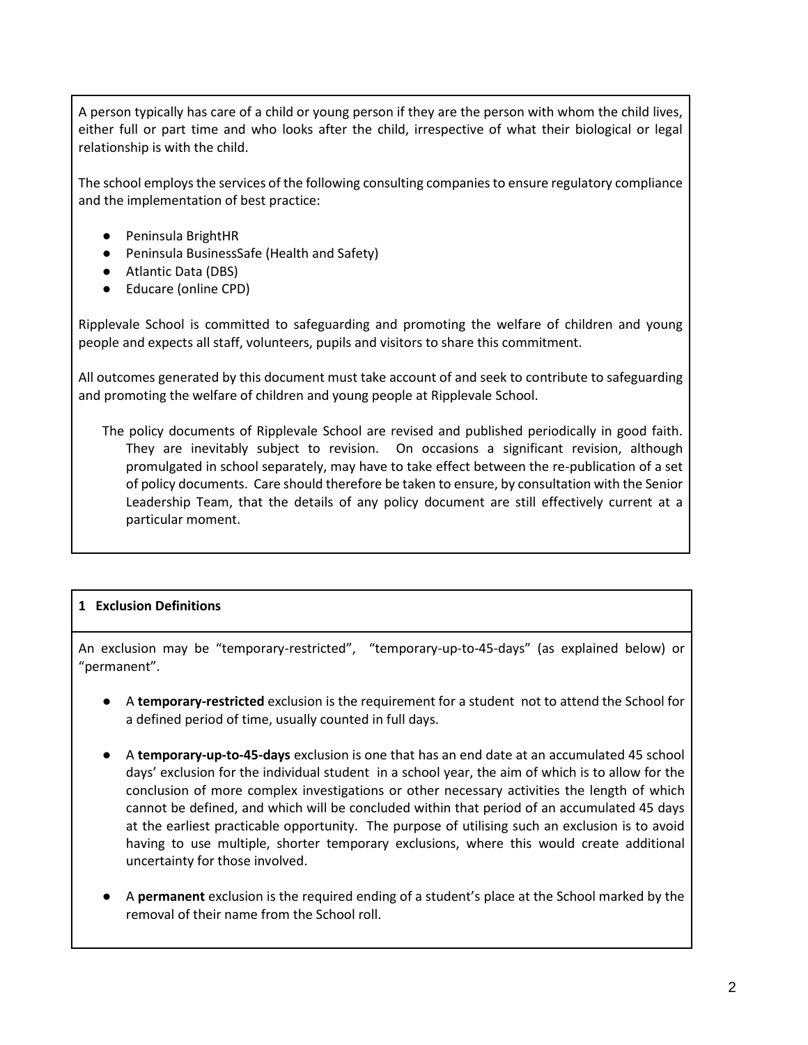A person typically has care of a child or young person if they are the person with whom the child lives, either full or part time and who looks after the child, irrespective of what their biological or legal relationship is with the child.

The school employs the services of the following consulting companies to ensure regulatory compliance and the implementation of best practice:

- Peninsula BrightHR
- Peninsula BusinessSafe (Health and Safety)
- Atlantic Data (DBS)
- Educare (online CPD)

Ripplevale School is committed to safeguarding and promoting the welfare of children and young people and expects all staff, volunteers, pupils and visitors to share this commitment.

All outcomes generated by this document must take account of and seek to contribute to safeguarding and promoting the welfare of children and young people at Ripplevale School.

The policy documents of Ripplevale School are revised and published periodically in good faith. They are inevitably subject to revision. On occasions a significant revision, although promulgated in school separately, may have to take effect between the re-publication of a set of policy documents. Care should therefore be taken to ensure, by consultation with the Senior Leadership Team, that the details of any policy document are still effectively current at a particular moment.

## 1 Exclusion Definitions

An exclusion may be "temporary-restricted", "temporary-up-to-45-days" (as explained below) or "permanent".

- A **temporary-restricted** exclusion is the requirement for a student not to attend the School for a defined period of time, usually counted in full days.
- A **temporary-up-to-45-days** exclusion is one that has an end date at an accumulated 45 school days' exclusion for the individual student in a school year, the aim of which is to allow for the conclusion of more complex investigations or other necessary activities the length of which cannot be defined, and which will be concluded within that period of an accumulated 45 days at the earliest practicable opportunity. The purpose of utilising such an exclusion is to avoid having to use multiple, shorter temporary exclusions, where this would create additional uncertainty for those involved.
- A **permanent** exclusion is the required ending of a student's place at the School marked by the removal of their name from the School roll.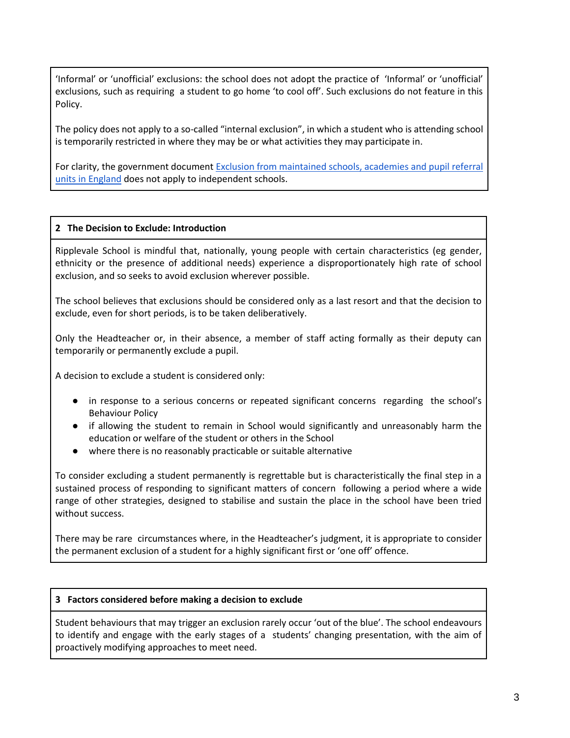'Informal' or 'unofficial' exclusions: the school does not adopt the practice of 'Informal' or 'unofficial' exclusions, such as requiring a student to go home 'to cool off'. Such exclusions do not feature in this Policy.

The policy does not apply to a so-called "internal exclusion", in which a student who is attending school is temporarily restricted in where they may be or what activities they may participate in.

For clarity, the government document [Exclusion from maintained schools, academies and pupil referral units in England]() does not apply to independent schools.

## 2 The Decision to Exclude: Introduction

Ripplevale School is mindful that, nationally, young people with certain characteristics (eg gender, ethnicity or the presence of additional needs) experience a disproportionately high rate of school exclusion, and so seeks to avoid exclusion wherever possible.

The school believes that exclusions should be considered only as a last resort and that the decision to exclude, even for short periods, is to be taken deliberatively.

Only the Headteacher or, in their absence, a member of staff acting formally as their deputy can temporarily or permanently exclude a pupil.

A decision to exclude a student is considered only:

- in response to a serious concerns or repeated significant concerns regarding the school's Behaviour Policy
- if allowing the student to remain in School would significantly and unreasonably harm the education or welfare of the student or others in the School
- where there is no reasonably practicable or suitable alternative

To consider excluding a student permanently is regrettable but is characteristically the final step in a sustained process of responding to significant matters of concern following a period where a wide range of other strategies, designed to stabilise and sustain the place in the school have been tried without success.

There may be rare circumstances where, in the Headteacher's judgment, it is appropriate to consider the permanent exclusion of a student for a highly significant first or 'one off' offence.

## 3 Factors considered before making a decision to exclude

Student behaviours that may trigger an exclusion rarely occur 'out of the blue'. The school endeavours to identify and engage with the early stages of a students' changing presentation, with the aim of proactively modifying approaches to meet need.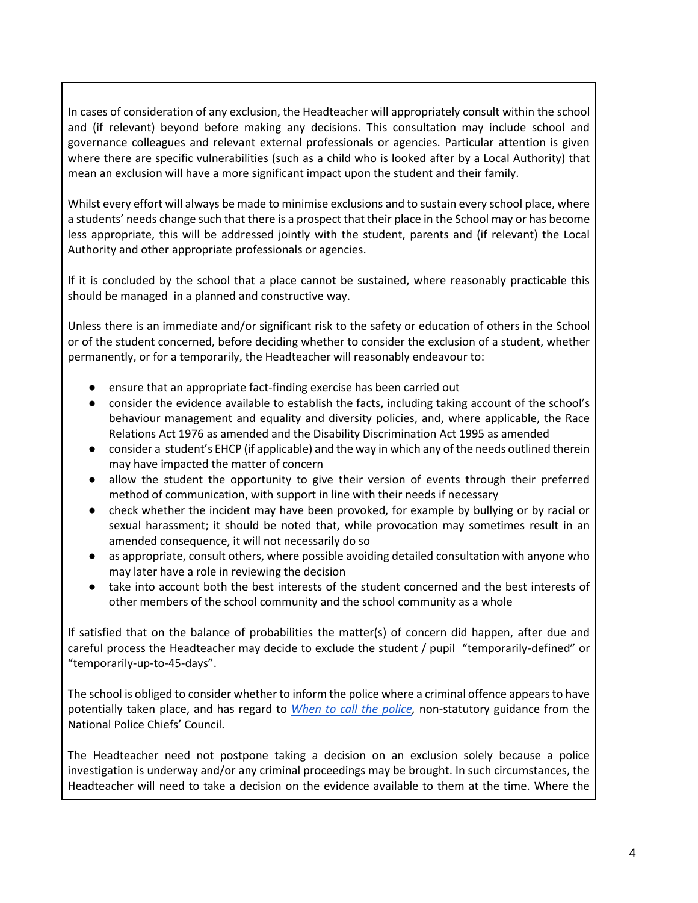In cases of consideration of any exclusion, the Headteacher will appropriately consult within the school and (if relevant) beyond before making any decisions. This consultation may include school and governance colleagues and relevant external professionals or agencies. Particular attention is given where there are specific vulnerabilities (such as a child who is looked after by a Local Authority) that mean an exclusion will have a more significant impact upon the student and their family.

Whilst every effort will always be made to minimise exclusions and to sustain every school place, where a students' needs change such that there is a prospect that their place in the School may or has become less appropriate, this will be addressed jointly with the student, parents and (if relevant) the Local Authority and other appropriate professionals or agencies.

If it is concluded by the school that a place cannot be sustained, where reasonably practicable this should be managed in a planned and constructive way.

Unless there is an immediate and/or significant risk to the safety or education of others in the School or of the student concerned, before deciding whether to consider the exclusion of a student, whether permanently, or for a temporarily, the Headteacher will reasonably endeavour to:

- ensure that an appropriate fact-finding exercise has been carried out
- consider the evidence available to establish the facts, including taking account of the school's behaviour management and equality and diversity policies, and, where applicable, the Race Relations Act 1976 as amended and the Disability Discrimination Act 1995 as amended
- consider a student's EHCP (if applicable) and the way in which any of the needs outlined therein may have impacted the matter of concern
- allow the student the opportunity to give their version of events through their preferred method of communication, with support in line with their needs if necessary
- check whether the incident may have been provoked, for example by bullying or by racial or sexual harassment; it should be noted that, while provocation may sometimes result in an amended consequence, it will not necessarily do so
- as appropriate, consult others, where possible avoiding detailed consultation with anyone who may later have a role in reviewing the decision
- take into account both the best interests of the student concerned and the best interests of other members of the school community and the school community as a whole

If satisfied that on the balance of probabilities the matter(s) of concern did happen, after due and careful process the Headteacher may decide to exclude the student / pupil "temporarily-defined" or "temporarily-up-to-45-days".

The school is obliged to consider whether to inform the police where a criminal offence appears to have potentially taken place, and has regard to *When to call the police*, non-statutory guidance from the National Police Chiefs' Council.

The Headteacher need not postpone taking a decision on an exclusion solely because a police investigation is underway and/or any criminal proceedings may be brought. In such circumstances, the Headteacher will need to take a decision on the evidence available to them at the time. Where the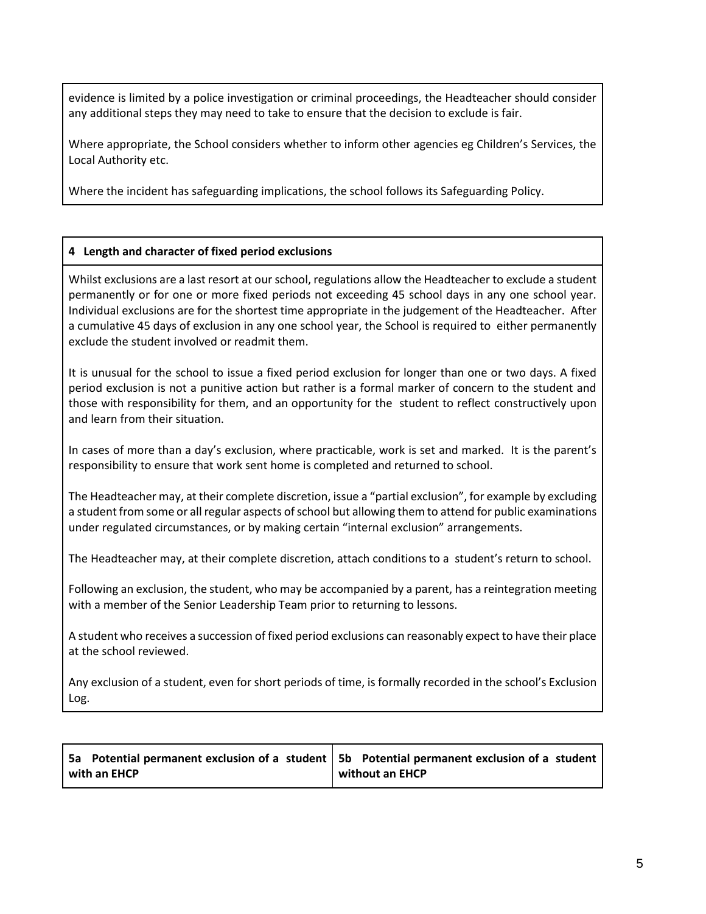evidence is limited by a police investigation or criminal proceedings, the Headteacher should consider any additional steps they may need to take to ensure that the decision to exclude is fair.

Where appropriate, the School considers whether to inform other agencies eg Children's Services, the Local Authority etc.

Where the incident has safeguarding implications, the school follows its Safeguarding Policy.

## 4 Length and character of fixed period exclusions

Whilst exclusions are a last resort at our school, regulations allow the Headteacher to exclude a student permanently or for one or more fixed periods not exceeding 45 school days in any one school year. Individual exclusions are for the shortest time appropriate in the judgement of the Headteacher. After a cumulative 45 days of exclusion in any one school year, the School is required to either permanently exclude the student involved or readmit them.

It is unusual for the school to issue a fixed period exclusion for longer than one or two days. A fixed period exclusion is not a punitive action but rather is a formal marker of concern to the student and those with responsibility for them, and an opportunity for the student to reflect constructively upon and learn from their situation.

In cases of more than a day's exclusion, where practicable, work is set and marked. It is the parent's responsibility to ensure that work sent home is completed and returned to school.

The Headteacher may, at their complete discretion, issue a "partial exclusion", for example by excluding a student from some or all regular aspects of school but allowing them to attend for public examinations under regulated circumstances, or by making certain "internal exclusion" arrangements.

The Headteacher may, at their complete discretion, attach conditions to a student's return to school.

Following an exclusion, the student, who may be accompanied by a parent, has a reintegration meeting with a member of the Senior Leadership Team prior to returning to lessons.

A student who receives a succession of fixed period exclusions can reasonably expect to have their place at the school reviewed.

Any exclusion of a student, even for short periods of time, is formally recorded in the school's Exclusion Log.

| **5a Potential permanent exclusion of a student with an EHCP** | **5b Potential permanent exclusion of a student without an EHCP** |
|---|---|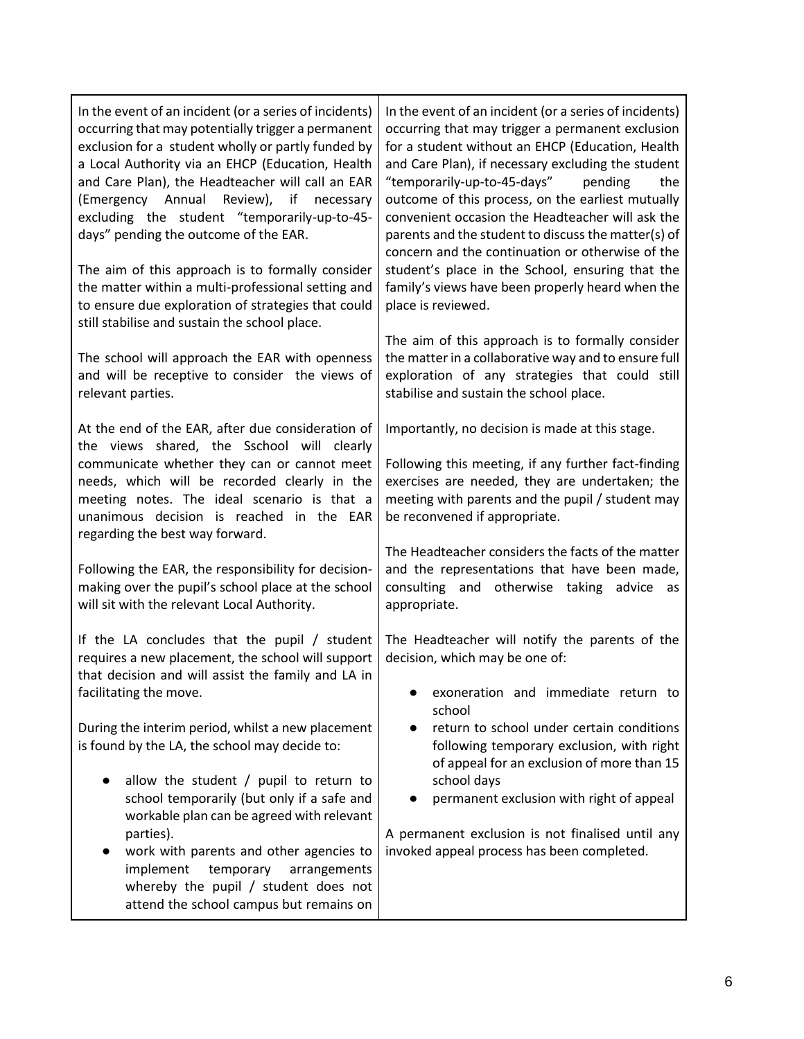| | |
|---|---|
| In the event of an incident (or a series of incidents) occurring that may potentially trigger a permanent exclusion for a student wholly or partly funded by a Local Authority via an EHCP (Education, Health and Care Plan), the Headteacher will call an EAR (Emergency Annual Review), if necessary excluding the student "temporarily-up-to-45-days" pending the outcome of the EAR.<br><br>The aim of this approach is to formally consider the matter within a multi-professional setting and to ensure due exploration of strategies that could still stabilise and sustain the school place.<br><br>The school will approach the EAR with openness and will be receptive to consider the views of relevant parties.<br><br>At the end of the EAR, after due consideration of the views shared, the Sschool will clearly communicate whether they can or cannot meet needs, which will be recorded clearly in the meeting notes. The ideal scenario is that a unanimous decision is reached in the EAR regarding the best way forward.<br><br>Following the EAR, the responsibility for decision-making over the pupil's school place at the school will sit with the relevant Local Authority.<br><br>If the LA concludes that the pupil / student requires a new placement, the school will support that decision and will assist the family and LA in facilitating the move.<br><br>During the interim period, whilst a new placement is found by the LA, the school may decide to:<br><br>● allow the student / pupil to return to school temporarily (but only if a safe and workable plan can be agreed with relevant parties).<br>● work with parents and other agencies to implement temporary arrangements whereby the pupil / student does not attend the school campus but remains on | In the event of an incident (or a series of incidents) occurring that may trigger a permanent exclusion for a student without an EHCP (Education, Health and Care Plan), if necessary excluding the student "temporarily-up-to-45-days" pending the outcome of this process, on the earliest mutually convenient occasion the Headteacher will ask the parents and the student to discuss the matter(s) of concern and the continuation or otherwise of the student's place in the School, ensuring that the family's views have been properly heard when the place is reviewed.<br><br>The aim of this approach is to formally consider the matter in a collaborative way and to ensure full exploration of any strategies that could still stabilise and sustain the school place.<br><br>Importantly, no decision is made at this stage.<br><br>Following this meeting, if any further fact-finding exercises are needed, they are undertaken; the meeting with parents and the pupil / student may be reconvened if appropriate.<br><br>The Headteacher considers the facts of the matter and the representations that have been made, consulting and otherwise taking advice as appropriate.<br><br>The Headteacher will notify the parents of the decision, which may be one of:<br><br>● exoneration and immediate return to school<br>● return to school under certain conditions following temporary exclusion, with right of appeal for an exclusion of more than 15 school days<br>● permanent exclusion with right of appeal<br><br>A permanent exclusion is not finalised until any invoked appeal process has been completed. |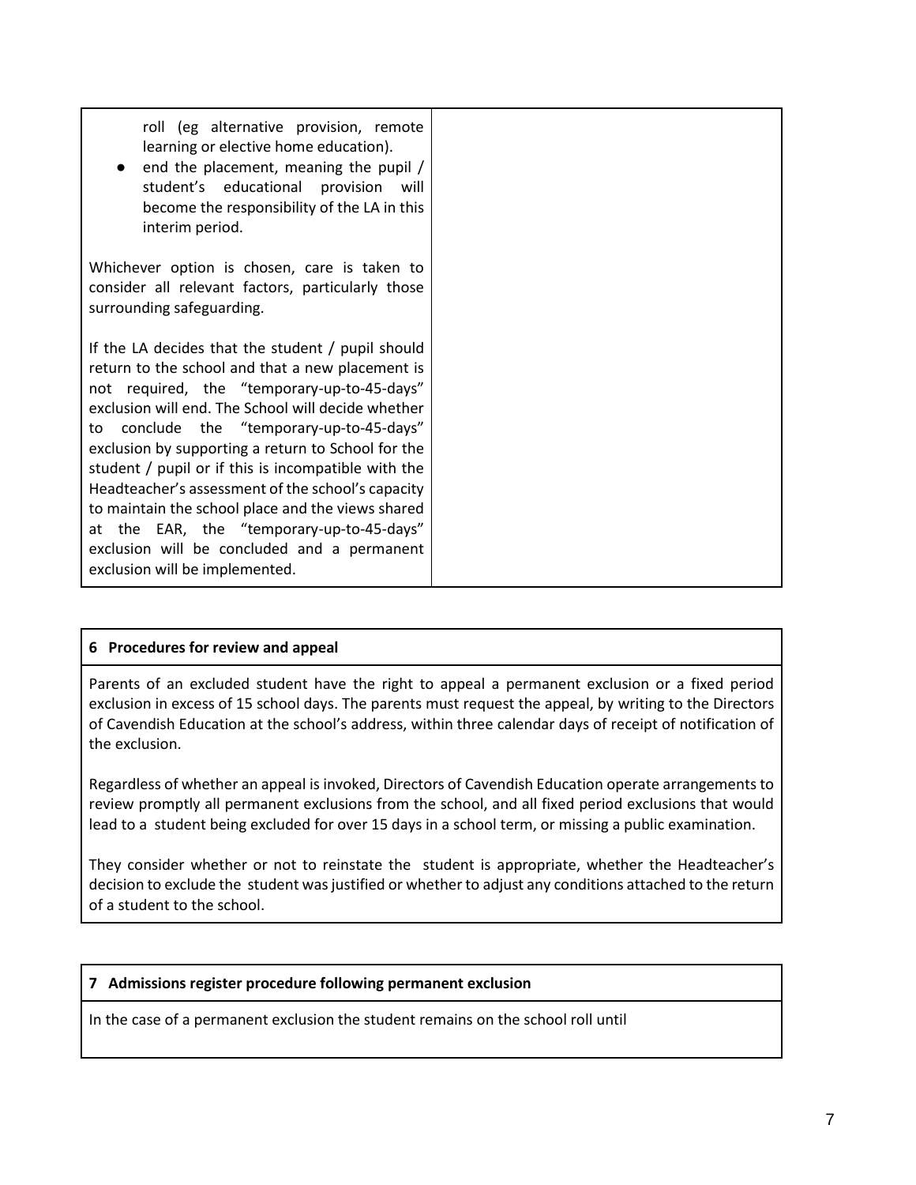| | |
|---|---|
| roll (eg alternative provision, remote learning or elective home education).<br>● end the placement, meaning the pupil / student's educational provision will become the responsibility of the LA in this interim period.<br><br>Whichever option is chosen, care is taken to consider all relevant factors, particularly those surrounding safeguarding.<br><br>If the LA decides that the student / pupil should return to the school and that a new placement is not required, the "temporary-up-to-45-days" exclusion will end. The School will decide whether to conclude the "temporary-up-to-45-days" exclusion by supporting a return to School for the student / pupil or if this is incompatible with the Headteacher's assessment of the school's capacity to maintain the school place and the views shared at the EAR, the "temporary-up-to-45-days" exclusion will be concluded and a permanent exclusion will be implemented. | |

| **6 Procedures for review and appeal** |
|---|
| Parents of an excluded student have the right to appeal a permanent exclusion or a fixed period exclusion in excess of 15 school days. The parents must request the appeal, by writing to the Directors of Cavendish Education at the school's address, within three calendar days of receipt of notification of the exclusion.<br><br>Regardless of whether an appeal is invoked, Directors of Cavendish Education operate arrangements to review promptly all permanent exclusions from the school, and all fixed period exclusions that would lead to a student being excluded for over 15 days in a school term, or missing a public examination.<br><br>They consider whether or not to reinstate the student is appropriate, whether the Headteacher's decision to exclude the student was justified or whether to adjust any conditions attached to the return of a student to the school. |

| **7 Admissions register procedure following permanent exclusion** |
|---|
| In the case of a permanent exclusion the student remains on the school roll until |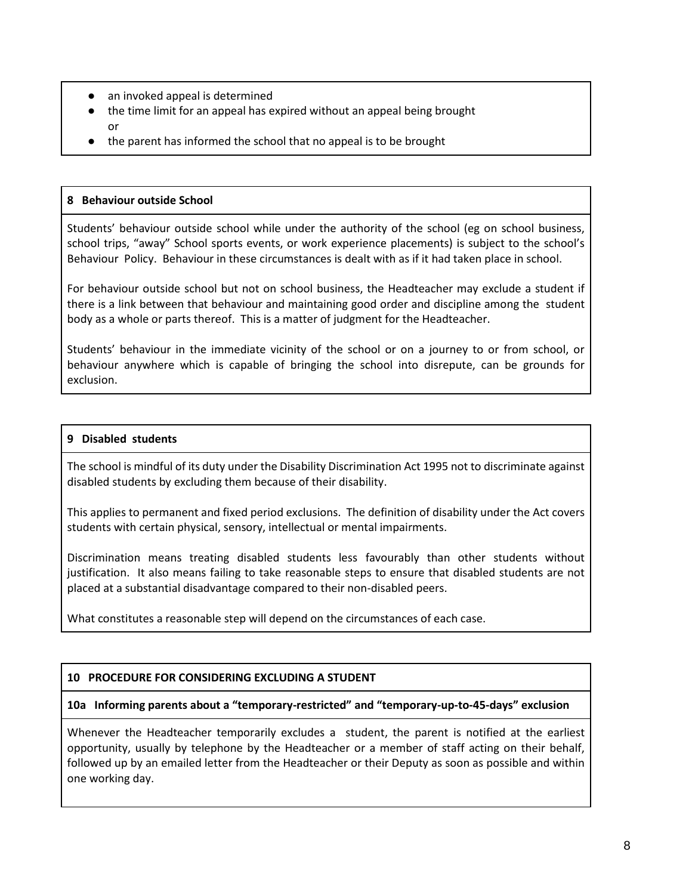- an invoked appeal is determined
- the time limit for an appeal has expired without an appeal being brought or
- the parent has informed the school that no appeal is to be brought

### 8 Behaviour outside School

Students' behaviour outside school while under the authority of the school (eg on school business, school trips, "away" School sports events, or work experience placements) is subject to the school's Behaviour Policy. Behaviour in these circumstances is dealt with as if it had taken place in school.

For behaviour outside school but not on school business, the Headteacher may exclude a student if there is a link between that behaviour and maintaining good order and discipline among the student body as a whole or parts thereof. This is a matter of judgment for the Headteacher.

Students' behaviour in the immediate vicinity of the school or on a journey to or from school, or behaviour anywhere which is capable of bringing the school into disrepute, can be grounds for exclusion.

### 9 Disabled students

The school is mindful of its duty under the Disability Discrimination Act 1995 not to discriminate against disabled students by excluding them because of their disability.

This applies to permanent and fixed period exclusions. The definition of disability under the Act covers students with certain physical, sensory, intellectual or mental impairments.

Discrimination means treating disabled students less favourably than other students without justification. It also means failing to take reasonable steps to ensure that disabled students are not placed at a substantial disadvantage compared to their non-disabled peers.

What constitutes a reasonable step will depend on the circumstances of each case.

### 10 PROCEDURE FOR CONSIDERING EXCLUDING A STUDENT

#### 10a Informing parents about a "temporary-restricted" and "temporary-up-to-45-days" exclusion

Whenever the Headteacher temporarily excludes a student, the parent is notified at the earliest opportunity, usually by telephone by the Headteacher or a member of staff acting on their behalf, followed up by an emailed letter from the Headteacher or their Deputy as soon as possible and within one working day.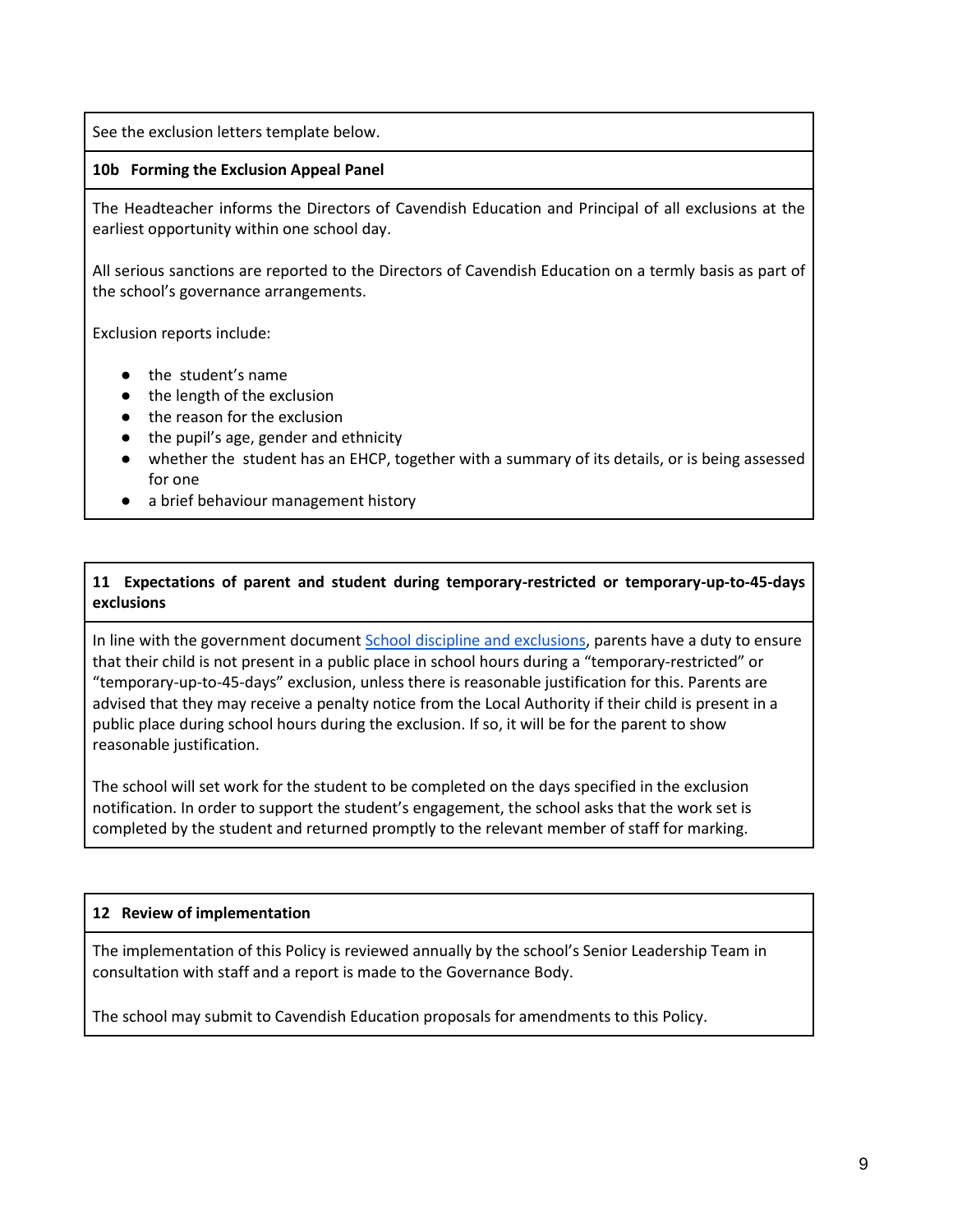See the exclusion letters template below.

**10b Forming the Exclusion Appeal Panel**

The Headteacher informs the Directors of Cavendish Education and Principal of all exclusions at the earliest opportunity within one school day.

All serious sanctions are reported to the Directors of Cavendish Education on a termly basis as part of the school's governance arrangements.

Exclusion reports include:

- the student's name
- the length of the exclusion
- the reason for the exclusion
- the pupil's age, gender and ethnicity
- whether the student has an EHCP, together with a summary of its details, or is being assessed for one
- a brief behaviour management history

**11 Expectations of parent and student during temporary-restricted or temporary-up-to-45-days exclusions**

In line with the government document [School discipline and exclusions](), parents have a duty to ensure that their child is not present in a public place in school hours during a "temporary-restricted" or "temporary-up-to-45-days" exclusion, unless there is reasonable justification for this. Parents are advised that they may receive a penalty notice from the Local Authority if their child is present in a public place during school hours during the exclusion. If so, it will be for the parent to show reasonable justification.

The school will set work for the student to be completed on the days specified in the exclusion notification. In order to support the student's engagement, the school asks that the work set is completed by the student and returned promptly to the relevant member of staff for marking.

**12 Review of implementation**

The implementation of this Policy is reviewed annually by the school's Senior Leadership Team in consultation with staff and a report is made to the Governance Body.

The school may submit to Cavendish Education proposals for amendments to this Policy.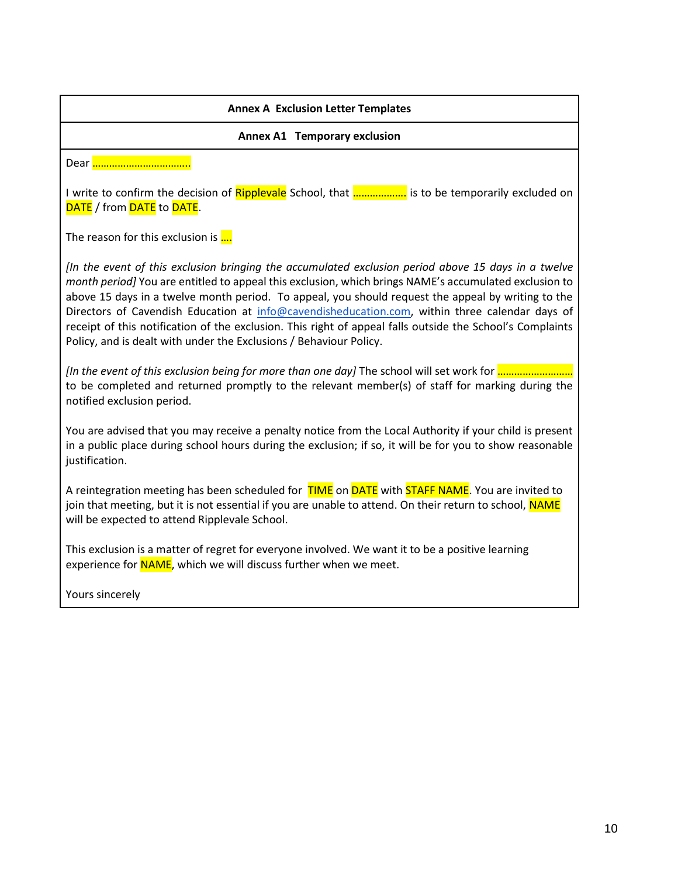**Annex A Exclusion Letter Templates**

**Annex A1 Temporary exclusion**

Dear ……………………………..

I write to confirm the decision of Ripplevale School, that ………………. is to be temporarily excluded on DATE / from DATE to DATE.

The reason for this exclusion is ….

*[In the event of this exclusion bringing the accumulated exclusion period above 15 days in a twelve month period]* You are entitled to appeal this exclusion, which brings NAME's accumulated exclusion to above 15 days in a twelve month period. To appeal, you should request the appeal by writing to the Directors of Cavendish Education at info@cavendisheducation.com, within three calendar days of receipt of this notification of the exclusion. This right of appeal falls outside the School's Complaints Policy, and is dealt with under the Exclusions / Behaviour Policy.

*[In the event of this exclusion being for more than one day]* The school will set work for ……………………… to be completed and returned promptly to the relevant member(s) of staff for marking during the notified exclusion period.

You are advised that you may receive a penalty notice from the Local Authority if your child is present in a public place during school hours during the exclusion; if so, it will be for you to show reasonable justification.

A reintegration meeting has been scheduled for TIME on DATE with STAFF NAME. You are invited to join that meeting, but it is not essential if you are unable to attend. On their return to school, NAME will be expected to attend Ripplevale School.

This exclusion is a matter of regret for everyone involved. We want it to be a positive learning experience for NAME, which we will discuss further when we meet.

Yours sincerely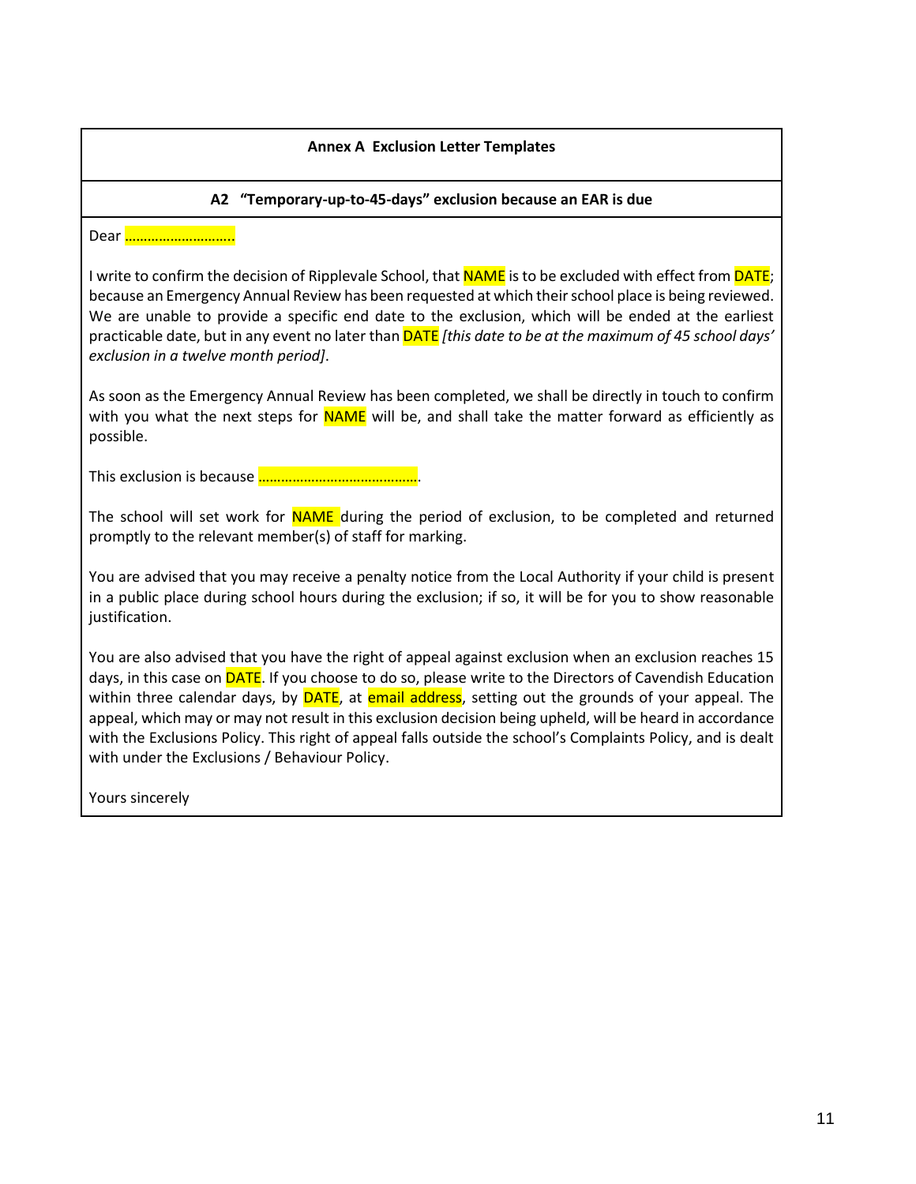**Annex A Exclusion Letter Templates**

**A2 "Temporary-up-to-45-days" exclusion because an EAR is due**

Dear ………………………..

I write to confirm the decision of Ripplevale School, that NAME is to be excluded with effect from DATE; because an Emergency Annual Review has been requested at which their school place is being reviewed. We are unable to provide a specific end date to the exclusion, which will be ended at the earliest practicable date, but in any event no later than DATE *[this date to be at the maximum of 45 school days' exclusion in a twelve month period]*.

As soon as the Emergency Annual Review has been completed, we shall be directly in touch to confirm with you what the next steps for NAME will be, and shall take the matter forward as efficiently as possible.

This exclusion is because …………………………………….

The school will set work for NAME during the period of exclusion, to be completed and returned promptly to the relevant member(s) of staff for marking.

You are advised that you may receive a penalty notice from the Local Authority if your child is present in a public place during school hours during the exclusion; if so, it will be for you to show reasonable justification.

You are also advised that you have the right of appeal against exclusion when an exclusion reaches 15 days, in this case on DATE. If you choose to do so, please write to the Directors of Cavendish Education within three calendar days, by DATE, at email address, setting out the grounds of your appeal. The appeal, which may or may not result in this exclusion decision being upheld, will be heard in accordance with the Exclusions Policy. This right of appeal falls outside the school's Complaints Policy, and is dealt with under the Exclusions / Behaviour Policy.

Yours sincerely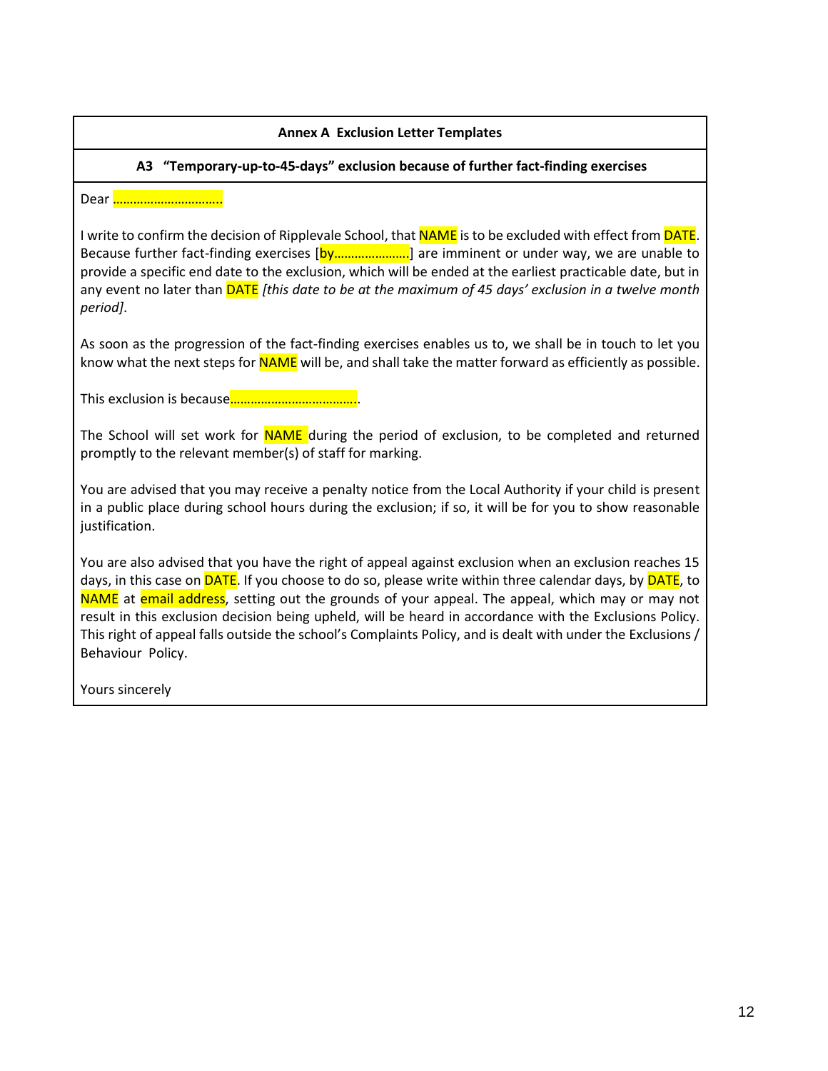**Annex A Exclusion Letter Templates**

**A3 "Temporary-up-to-45-days" exclusion because of further fact-finding exercises**

Dear ………………………….

I write to confirm the decision of Ripplevale School, that NAME is to be excluded with effect from DATE. Because further fact-finding exercises [by…………………] are imminent or under way, we are unable to provide a specific end date to the exclusion, which will be ended at the earliest practicable date, but in any event no later than DATE *[this date to be at the maximum of 45 days' exclusion in a twelve month period]*.

As soon as the progression of the fact-finding exercises enables us to, we shall be in touch to let you know what the next steps for NAME will be, and shall take the matter forward as efficiently as possible.

This exclusion is because……………………………….

The School will set work for NAME during the period of exclusion, to be completed and returned promptly to the relevant member(s) of staff for marking.

You are advised that you may receive a penalty notice from the Local Authority if your child is present in a public place during school hours during the exclusion; if so, it will be for you to show reasonable justification.

You are also advised that you have the right of appeal against exclusion when an exclusion reaches 15 days, in this case on DATE. If you choose to do so, please write within three calendar days, by DATE, to NAME at email address, setting out the grounds of your appeal. The appeal, which may or may not result in this exclusion decision being upheld, will be heard in accordance with the Exclusions Policy. This right of appeal falls outside the school's Complaints Policy, and is dealt with under the Exclusions / Behaviour Policy.

Yours sincerely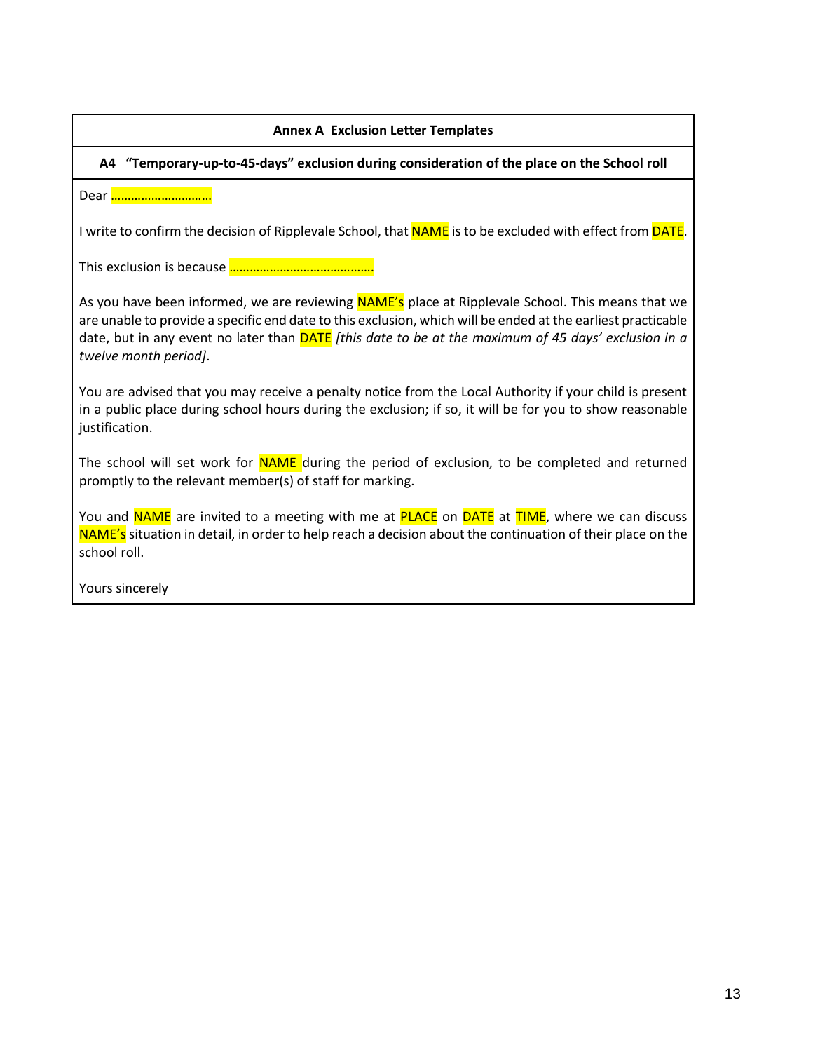**Annex A Exclusion Letter Templates**

**A4 "Temporary-up-to-45-days" exclusion during consideration of the place on the School roll**

Dear ……………………………

I write to confirm the decision of Ripplevale School, that NAME is to be excluded with effect from DATE.

This exclusion is because ……………………………………….

As you have been informed, we are reviewing NAME's place at Ripplevale School. This means that we are unable to provide a specific end date to this exclusion, which will be ended at the earliest practicable date, but in any event no later than DATE *[this date to be at the maximum of 45 days' exclusion in a twelve month period]*.

You are advised that you may receive a penalty notice from the Local Authority if your child is present in a public place during school hours during the exclusion; if so, it will be for you to show reasonable justification.

The school will set work for NAME during the period of exclusion, to be completed and returned promptly to the relevant member(s) of staff for marking.

You and NAME are invited to a meeting with me at PLACE on DATE at TIME, where we can discuss NAME's situation in detail, in order to help reach a decision about the continuation of their place on the school roll.

Yours sincerely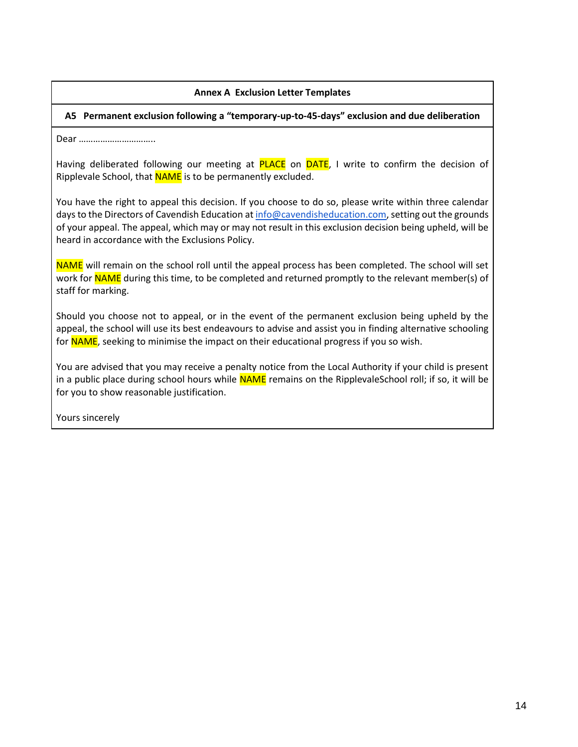**Annex A Exclusion Letter Templates**

**A5 Permanent exclusion following a "temporary-up-to-45-days" exclusion and due deliberation**

Dear …………………………..

Having deliberated following our meeting at PLACE on DATE, I write to confirm the decision of Ripplevale School, that NAME is to be permanently excluded.

You have the right to appeal this decision. If you choose to do so, please write within three calendar days to the Directors of Cavendish Education at info@cavendisheducation.com, setting out the grounds of your appeal. The appeal, which may or may not result in this exclusion decision being upheld, will be heard in accordance with the Exclusions Policy.

NAME will remain on the school roll until the appeal process has been completed. The school will set work for NAME during this time, to be completed and returned promptly to the relevant member(s) of staff for marking.

Should you choose not to appeal, or in the event of the permanent exclusion being upheld by the appeal, the school will use its best endeavours to advise and assist you in finding alternative schooling for NAME, seeking to minimise the impact on their educational progress if you so wish.

You are advised that you may receive a penalty notice from the Local Authority if your child is present in a public place during school hours while NAME remains on the RipplevaleSchool roll; if so, it will be for you to show reasonable justification.

Yours sincerely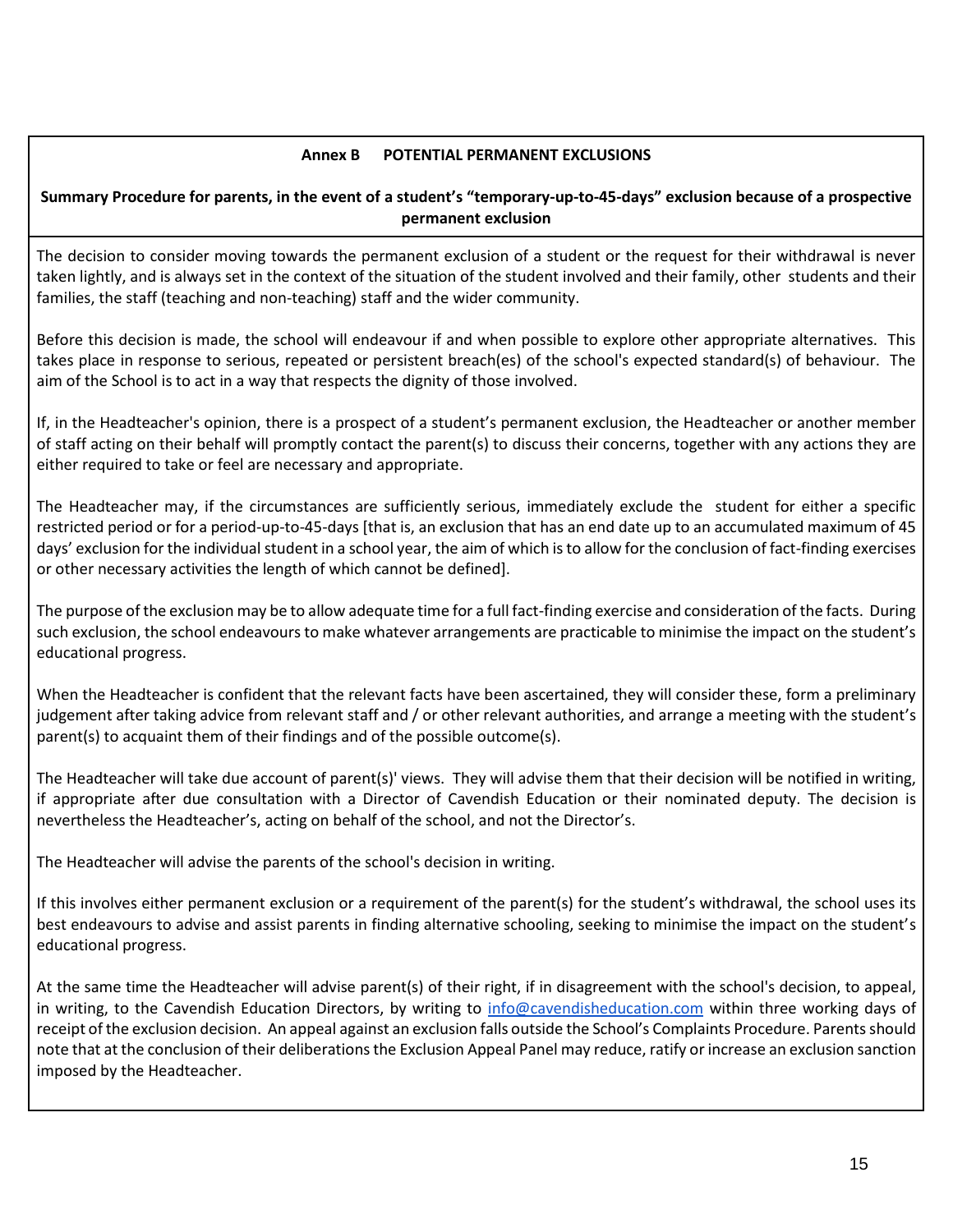## Annex B POTENTIAL PERMANENT EXCLUSIONS

**Summary Procedure for parents, in the event of a student's "temporary-up-to-45-days" exclusion because of a prospective permanent exclusion**

The decision to consider moving towards the permanent exclusion of a student or the request for their withdrawal is never taken lightly, and is always set in the context of the situation of the student involved and their family, other students and their families, the staff (teaching and non-teaching) staff and the wider community.

Before this decision is made, the school will endeavour if and when possible to explore other appropriate alternatives. This takes place in response to serious, repeated or persistent breach(es) of the school's expected standard(s) of behaviour. The aim of the School is to act in a way that respects the dignity of those involved.

If, in the Headteacher's opinion, there is a prospect of a student's permanent exclusion, the Headteacher or another member of staff acting on their behalf will promptly contact the parent(s) to discuss their concerns, together with any actions they are either required to take or feel are necessary and appropriate.

The Headteacher may, if the circumstances are sufficiently serious, immediately exclude the student for either a specific restricted period or for a period-up-to-45-days [that is, an exclusion that has an end date up to an accumulated maximum of 45 days' exclusion for the individual student in a school year, the aim of which is to allow for the conclusion of fact-finding exercises or other necessary activities the length of which cannot be defined].

The purpose of the exclusion may be to allow adequate time for a full fact-finding exercise and consideration of the facts. During such exclusion, the school endeavours to make whatever arrangements are practicable to minimise the impact on the student's educational progress.

When the Headteacher is confident that the relevant facts have been ascertained, they will consider these, form a preliminary judgement after taking advice from relevant staff and / or other relevant authorities, and arrange a meeting with the student's parent(s) to acquaint them of their findings and of the possible outcome(s).

The Headteacher will take due account of parent(s)' views. They will advise them that their decision will be notified in writing, if appropriate after due consultation with a Director of Cavendish Education or their nominated deputy. The decision is nevertheless the Headteacher's, acting on behalf of the school, and not the Director's.

The Headteacher will advise the parents of the school's decision in writing.

If this involves either permanent exclusion or a requirement of the parent(s) for the student's withdrawal, the school uses its best endeavours to advise and assist parents in finding alternative schooling, seeking to minimise the impact on the student's educational progress.

At the same time the Headteacher will advise parent(s) of their right, if in disagreement with the school's decision, to appeal, in writing, to the Cavendish Education Directors, by writing to info@cavendisheducation.com within three working days of receipt of the exclusion decision. An appeal against an exclusion falls outside the School's Complaints Procedure. Parents should note that at the conclusion of their deliberations the Exclusion Appeal Panel may reduce, ratify or increase an exclusion sanction imposed by the Headteacher.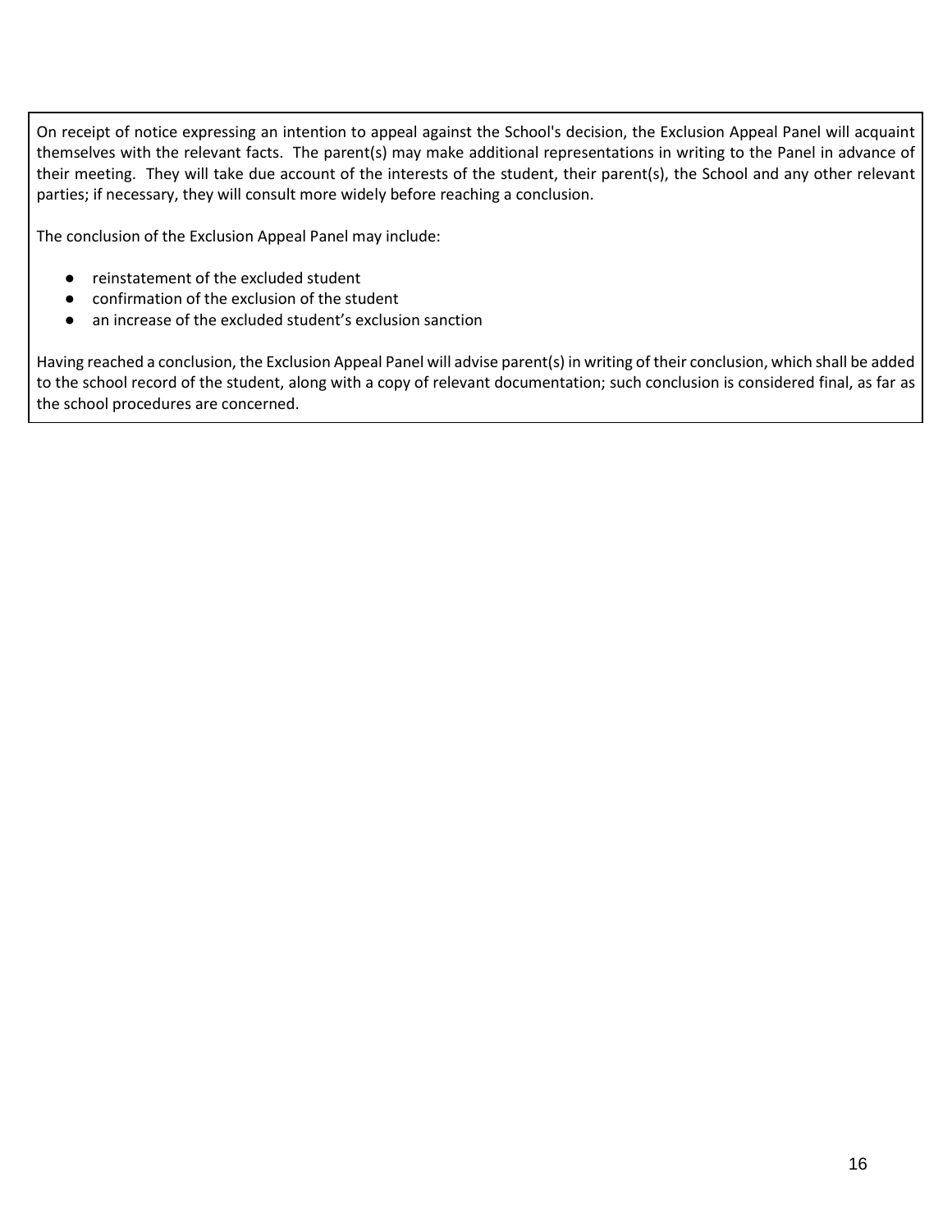On receipt of notice expressing an intention to appeal against the School's decision, the Exclusion Appeal Panel will acquaint themselves with the relevant facts. The parent(s) may make additional representations in writing to the Panel in advance of their meeting. They will take due account of the interests of the student, their parent(s), the School and any other relevant parties; if necessary, they will consult more widely before reaching a conclusion.

The conclusion of the Exclusion Appeal Panel may include:

- reinstatement of the excluded student
- confirmation of the exclusion of the student
- an increase of the excluded student's exclusion sanction

Having reached a conclusion, the Exclusion Appeal Panel will advise parent(s) in writing of their conclusion, which shall be added to the school record of the student, along with a copy of relevant documentation; such conclusion is considered final, as far as the school procedures are concerned.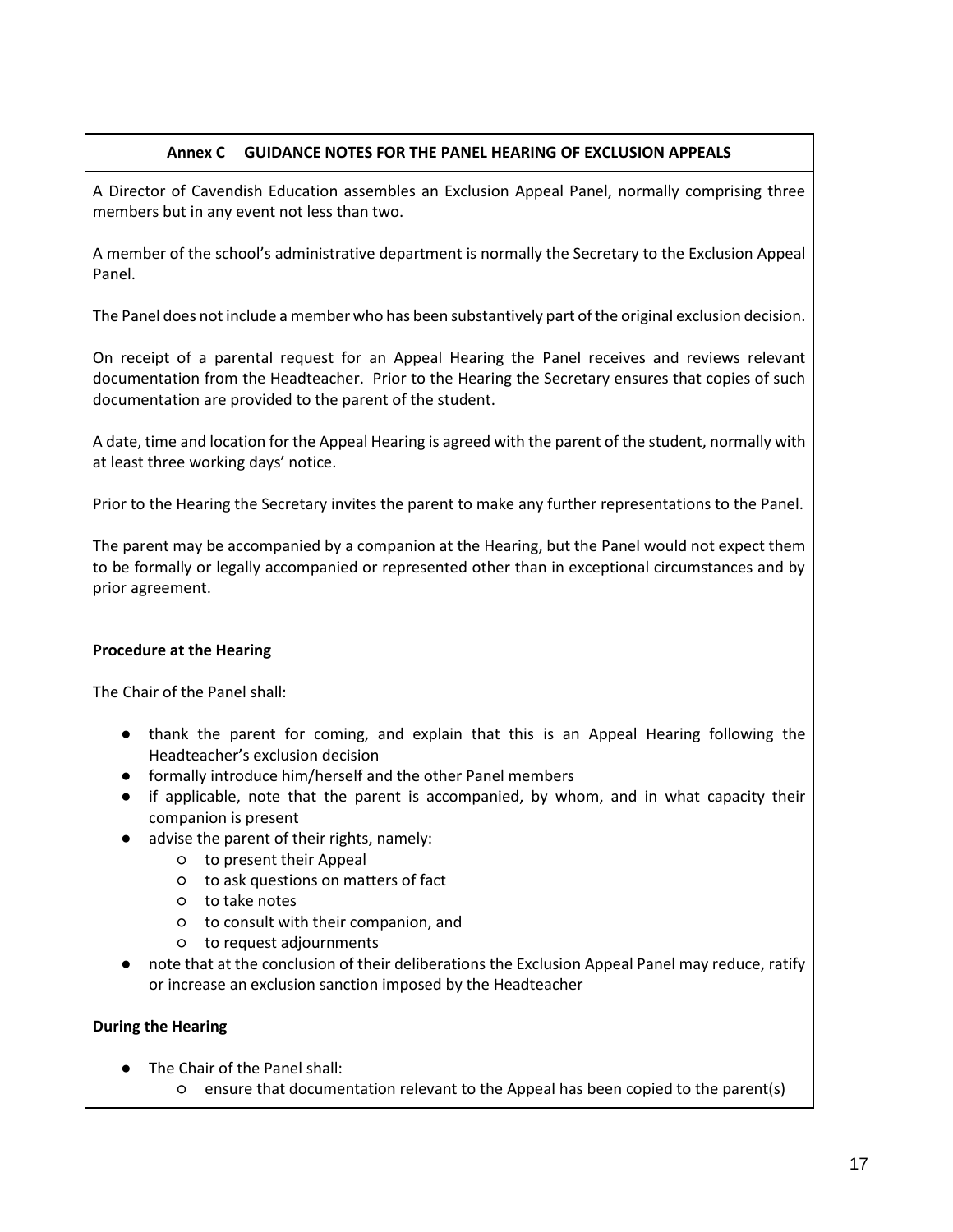## Annex C GUIDANCE NOTES FOR THE PANEL HEARING OF EXCLUSION APPEALS

A Director of Cavendish Education assembles an Exclusion Appeal Panel, normally comprising three members but in any event not less than two.

A member of the school's administrative department is normally the Secretary to the Exclusion Appeal Panel.

The Panel does not include a member who has been substantively part of the original exclusion decision.

On receipt of a parental request for an Appeal Hearing the Panel receives and reviews relevant documentation from the Headteacher. Prior to the Hearing the Secretary ensures that copies of such documentation are provided to the parent of the student.

A date, time and location for the Appeal Hearing is agreed with the parent of the student, normally with at least three working days' notice.

Prior to the Hearing the Secretary invites the parent to make any further representations to the Panel.

The parent may be accompanied by a companion at the Hearing, but the Panel would not expect them to be formally or legally accompanied or represented other than in exceptional circumstances and by prior agreement.

**Procedure at the Hearing**

The Chair of the Panel shall:

- thank the parent for coming, and explain that this is an Appeal Hearing following the Headteacher's exclusion decision
- formally introduce him/herself and the other Panel members
- if applicable, note that the parent is accompanied, by whom, and in what capacity their companion is present
- advise the parent of their rights, namely:
    - to present their Appeal
    - to ask questions on matters of fact
    - to take notes
    - to consult with their companion, and
    - to request adjournments
- note that at the conclusion of their deliberations the Exclusion Appeal Panel may reduce, ratify or increase an exclusion sanction imposed by the Headteacher

**During the Hearing**

- The Chair of the Panel shall:
    - ensure that documentation relevant to the Appeal has been copied to the parent(s)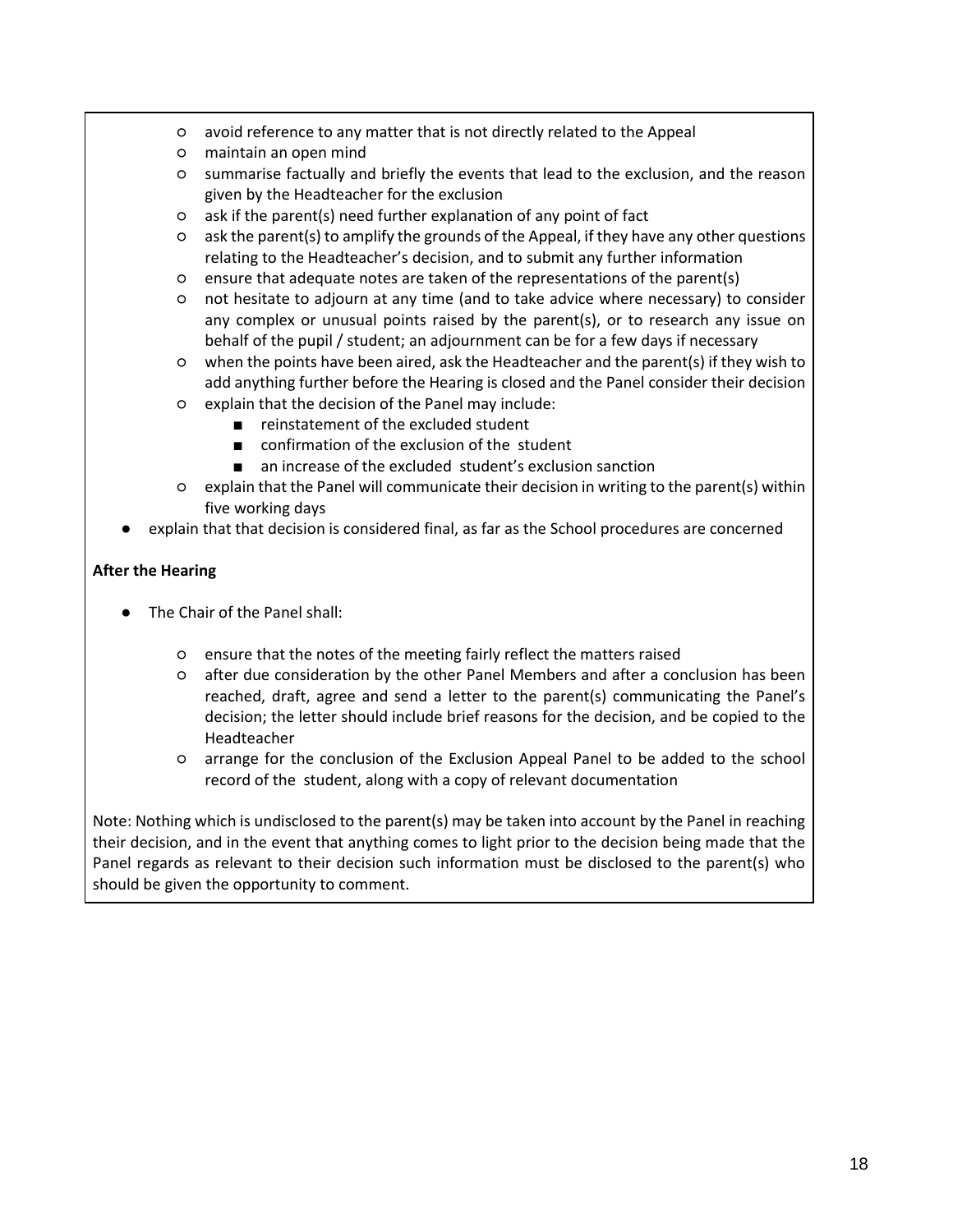- avoid reference to any matter that is not directly related to the Appeal
    - maintain an open mind
    - summarise factually and briefly the events that lead to the exclusion, and the reason given by the Headteacher for the exclusion
    - ask if the parent(s) need further explanation of any point of fact
    - ask the parent(s) to amplify the grounds of the Appeal, if they have any other questions relating to the Headteacher's decision, and to submit any further information
    - ensure that adequate notes are taken of the representations of the parent(s)
    - not hesitate to adjourn at any time (and to take advice where necessary) to consider any complex or unusual points raised by the parent(s), or to research any issue on behalf of the pupil / student; an adjournment can be for a few days if necessary
    - when the points have been aired, ask the Headteacher and the parent(s) if they wish to add anything further before the Hearing is closed and the Panel consider their decision
    - explain that the decision of the Panel may include:
        - reinstatement of the excluded student
        - confirmation of the exclusion of the student
        - an increase of the excluded student's exclusion sanction
    - explain that the Panel will communicate their decision in writing to the parent(s) within five working days
- explain that that decision is considered final, as far as the School procedures are concerned

**After the Hearing**

- The Chair of the Panel shall:
    - ensure that the notes of the meeting fairly reflect the matters raised
    - after due consideration by the other Panel Members and after a conclusion has been reached, draft, agree and send a letter to the parent(s) communicating the Panel's decision; the letter should include brief reasons for the decision, and be copied to the Headteacher
    - arrange for the conclusion of the Exclusion Appeal Panel to be added to the school record of the student, along with a copy of relevant documentation

Note: Nothing which is undisclosed to the parent(s) may be taken into account by the Panel in reaching their decision, and in the event that anything comes to light prior to the decision being made that the Panel regards as relevant to their decision such information must be disclosed to the parent(s) who should be given the opportunity to comment.